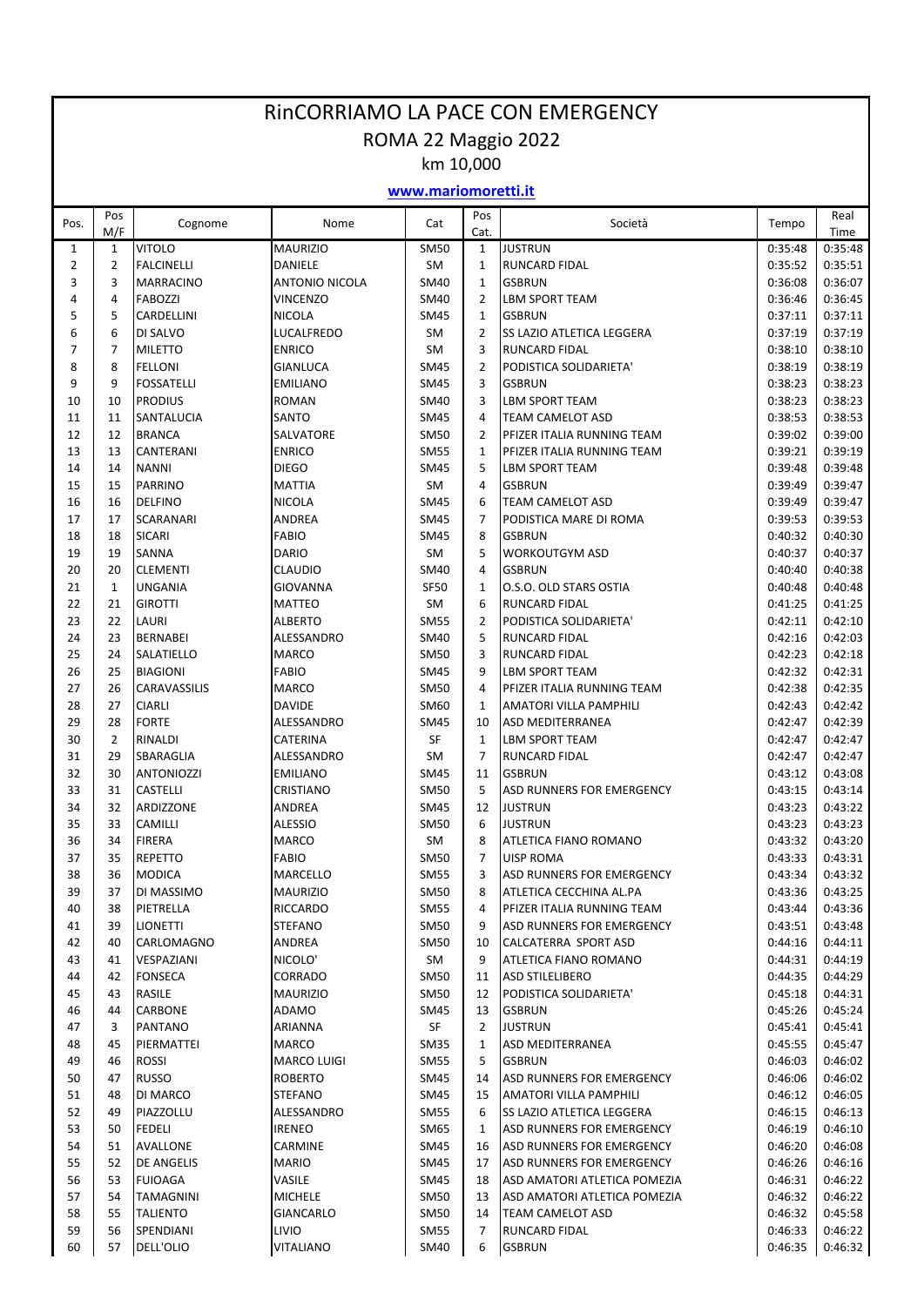# RinCORRIAMO LA PACE CON EMERGENCY

## ROMA 22 Maggio 2022

### km 10,000

**www.mariomoretti.it**

| Pos. | Pos M/F | Cognome | Nome | Cat | Pos Cat. | Società | Tempo | Real Time |
|---|---|---|---|---|---|---|---|---|
| 1 | 1 | VITOLO | MAURIZIO | SM50 | 1 | JUSTRUN | 0:35:48 | 0:35:48 |
| 2 | 2 | FALCINELLI | DANIELE | SM | 1 | RUNCARD FIDAL | 0:35:52 | 0:35:51 |
| 3 | 3 | MARRACINO | ANTONIO NICOLA | SM40 | 1 | GSBRUN | 0:36:08 | 0:36:07 |
| 4 | 4 | FABOZZI | VINCENZO | SM40 | 2 | LBM SPORT TEAM | 0:36:46 | 0:36:45 |
| 5 | 5 | CARDELLINI | NICOLA | SM45 | 1 | GSBRUN | 0:37:11 | 0:37:11 |
| 6 | 6 | DI SALVO | LUCALFREDO | SM | 2 | SS LAZIO ATLETICA LEGGERA | 0:37:19 | 0:37:19 |
| 7 | 7 | MILETTO | ENRICO | SM | 3 | RUNCARD FIDAL | 0:38:10 | 0:38:10 |
| 8 | 8 | FELLONI | GIANLUCA | SM45 | 2 | PODISTICA SOLIDARIETA' | 0:38:19 | 0:38:19 |
| 9 | 9 | FOSSATELLI | EMILIANO | SM45 | 3 | GSBRUN | 0:38:23 | 0:38:23 |
| 10 | 10 | PRODIUS | ROMAN | SM40 | 3 | LBM SPORT TEAM | 0:38:23 | 0:38:23 |
| 11 | 11 | SANTALUCIA | SANTO | SM45 | 4 | TEAM CAMELOT ASD | 0:38:53 | 0:38:53 |
| 12 | 12 | BRANCA | SALVATORE | SM50 | 2 | PFIZER ITALIA RUNNING TEAM | 0:39:02 | 0:39:00 |
| 13 | 13 | CANTERANI | ENRICO | SM55 | 1 | PFIZER ITALIA RUNNING TEAM | 0:39:21 | 0:39:19 |
| 14 | 14 | NANNI | DIEGO | SM45 | 5 | LBM SPORT TEAM | 0:39:48 | 0:39:48 |
| 15 | 15 | PARRINO | MATTIA | SM | 4 | GSBRUN | 0:39:49 | 0:39:47 |
| 16 | 16 | DELFINO | NICOLA | SM45 | 6 | TEAM CAMELOT ASD | 0:39:49 | 0:39:47 |
| 17 | 17 | SCARANARI | ANDREA | SM45 | 7 | PODISTICA MARE DI ROMA | 0:39:53 | 0:39:53 |
| 18 | 18 | SICARI | FABIO | SM45 | 8 | GSBRUN | 0:40:32 | 0:40:30 |
| 19 | 19 | SANNA | DARIO | SM | 5 | WORKOUTGYM ASD | 0:40:37 | 0:40:37 |
| 20 | 20 | CLEMENTI | CLAUDIO | SM40 | 4 | GSBRUN | 0:40:40 | 0:40:38 |
| 21 | 1 | UNGANIA | GIOVANNA | SF50 | 1 | O.S.O. OLD STARS OSTIA | 0:40:48 | 0:40:48 |
| 22 | 21 | GIROTTI | MATTEO | SM | 6 | RUNCARD FIDAL | 0:41:25 | 0:41:25 |
| 23 | 22 | LAURI | ALBERTO | SM55 | 2 | PODISTICA SOLIDARIETA' | 0:42:11 | 0:42:10 |
| 24 | 23 | BERNABEI | ALESSANDRO | SM40 | 5 | RUNCARD FIDAL | 0:42:16 | 0:42:03 |
| 25 | 24 | SALATIELLO | MARCO | SM50 | 3 | RUNCARD FIDAL | 0:42:23 | 0:42:18 |
| 26 | 25 | BIAGIONI | FABIO | SM45 | 9 | LBM SPORT TEAM | 0:42:32 | 0:42:31 |
| 27 | 26 | CARAVASSILIS | MARCO | SM50 | 4 | PFIZER ITALIA RUNNING TEAM | 0:42:38 | 0:42:35 |
| 28 | 27 | CIARLI | DAVIDE | SM60 | 1 | AMATORI VILLA PAMPHILI | 0:42:43 | 0:42:42 |
| 29 | 28 | FORTE | ALESSANDRO | SM45 | 10 | ASD MEDITERRANEA | 0:42:47 | 0:42:39 |
| 30 | 2 | RINALDI | CATERINA | SF | 1 | LBM SPORT TEAM | 0:42:47 | 0:42:47 |
| 31 | 29 | SBARAGLIA | ALESSANDRO | SM | 7 | RUNCARD FIDAL | 0:42:47 | 0:42:47 |
| 32 | 30 | ANTONIOZZI | EMILIANO | SM45 | 11 | GSBRUN | 0:43:12 | 0:43:08 |
| 33 | 31 | CASTELLI | CRISTIANO | SM50 | 5 | ASD RUNNERS FOR EMERGENCY | 0:43:15 | 0:43:14 |
| 34 | 32 | ARDIZZONE | ANDREA | SM45 | 12 | JUSTRUN | 0:43:23 | 0:43:22 |
| 35 | 33 | CAMILLI | ALESSIO | SM50 | 6 | JUSTRUN | 0:43:23 | 0:43:23 |
| 36 | 34 | FIRERA | MARCO | SM | 8 | ATLETICA FIANO ROMANO | 0:43:32 | 0:43:20 |
| 37 | 35 | REPETTO | FABIO | SM50 | 7 | UISP ROMA | 0:43:33 | 0:43:31 |
| 38 | 36 | MODICA | MARCELLO | SM55 | 3 | ASD RUNNERS FOR EMERGENCY | 0:43:34 | 0:43:32 |
| 39 | 37 | DI MASSIMO | MAURIZIO | SM50 | 8 | ATLETICA CECCHINA AL.PA | 0:43:36 | 0:43:25 |
| 40 | 38 | PIETRELLA | RICCARDO | SM55 | 4 | PFIZER ITALIA RUNNING TEAM | 0:43:44 | 0:43:36 |
| 41 | 39 | LIONETTI | STEFANO | SM50 | 9 | ASD RUNNERS FOR EMERGENCY | 0:43:51 | 0:43:48 |
| 42 | 40 | CARLOMAGNO | ANDREA | SM50 | 10 | CALCATERRA SPORT ASD | 0:44:16 | 0:44:11 |
| 43 | 41 | VESPAZIANI | NICOLO' | SM | 9 | ATLETICA FIANO ROMANO | 0:44:31 | 0:44:19 |
| 44 | 42 | FONSECA | CORRADO | SM50 | 11 | ASD STILELIBERO | 0:44:35 | 0:44:29 |
| 45 | 43 | RASILE | MAURIZIO | SM50 | 12 | PODISTICA SOLIDARIETA' | 0:45:18 | 0:44:31 |
| 46 | 44 | CARBONE | ADAMO | SM45 | 13 | GSBRUN | 0:45:26 | 0:45:24 |
| 47 | 3 | PANTANO | ARIANNA | SF | 2 | JUSTRUN | 0:45:41 | 0:45:41 |
| 48 | 45 | PIERMATTEI | MARCO | SM35 | 1 | ASD MEDITERRANEA | 0:45:55 | 0:45:47 |
| 49 | 46 | ROSSI | MARCO LUIGI | SM55 | 5 | GSBRUN | 0:46:03 | 0:46:02 |
| 50 | 47 | RUSSO | ROBERTO | SM45 | 14 | ASD RUNNERS FOR EMERGENCY | 0:46:06 | 0:46:02 |
| 51 | 48 | DI MARCO | STEFANO | SM45 | 15 | AMATORI VILLA PAMPHILI | 0:46:12 | 0:46:05 |
| 52 | 49 | PIAZZOLLU | ALESSANDRO | SM55 | 6 | SS LAZIO ATLETICA LEGGERA | 0:46:15 | 0:46:13 |
| 53 | 50 | FEDELI | IRENEO | SM65 | 1 | ASD RUNNERS FOR EMERGENCY | 0:46:19 | 0:46:10 |
| 54 | 51 | AVALLONE | CARMINE | SM45 | 16 | ASD RUNNERS FOR EMERGENCY | 0:46:20 | 0:46:08 |
| 55 | 52 | DE ANGELIS | MARIO | SM45 | 17 | ASD RUNNERS FOR EMERGENCY | 0:46:26 | 0:46:16 |
| 56 | 53 | FUIOAGA | VASILE | SM45 | 18 | ASD AMATORI ATLETICA POMEZIA | 0:46:31 | 0:46:22 |
| 57 | 54 | TAMAGNINI | MICHELE | SM50 | 13 | ASD AMATORI ATLETICA POMEZIA | 0:46:32 | 0:46:22 |
| 58 | 55 | TALIENTO | GIANCARLO | SM50 | 14 | TEAM CAMELOT ASD | 0:46:32 | 0:45:58 |
| 59 | 56 | SPENDIANI | LIVIO | SM55 | 7 | RUNCARD FIDAL | 0:46:33 | 0:46:22 |
| 60 | 57 | DELL'OLIO | VITALIANO | SM40 | 6 | GSBRUN | 0:46:35 | 0:46:32 |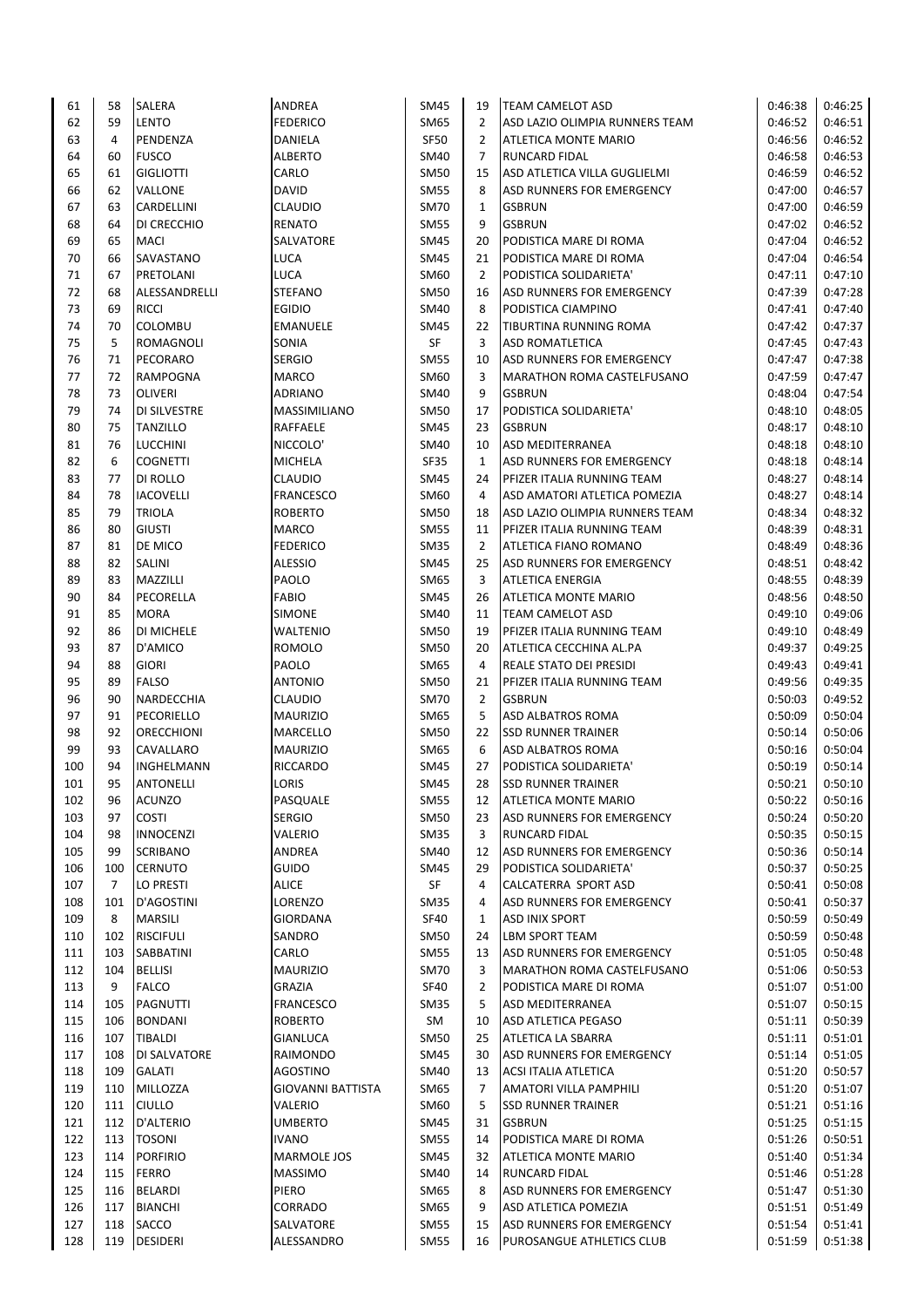| | | | | | | | | |
|---|---|---|---|---|---|---|---|---|
| 61 | 58 | SALERA | ANDREA | SM45 | 19 | TEAM CAMELOT ASD | 0:46:38 | 0:46:25 |
| 62 | 59 | LENTO | FEDERICO | SM65 | 2 | ASD LAZIO OLIMPIA RUNNERS TEAM | 0:46:52 | 0:46:51 |
| 63 | 4 | PENDENZA | DANIELA | SF50 | 2 | ATLETICA MONTE MARIO | 0:46:56 | 0:46:52 |
| 64 | 60 | FUSCO | ALBERTO | SM40 | 7 | RUNCARD FIDAL | 0:46:58 | 0:46:53 |
| 65 | 61 | GIGLIOTTI | CARLO | SM50 | 15 | ASD ATLETICA VILLA GUGLIELMI | 0:46:59 | 0:46:52 |
| 66 | 62 | VALLONE | DAVID | SM55 | 8 | ASD RUNNERS FOR EMERGENCY | 0:47:00 | 0:46:57 |
| 67 | 63 | CARDELLINI | CLAUDIO | SM70 | 1 | GSBRUN | 0:47:00 | 0:46:59 |
| 68 | 64 | DI CRECCHIO | RENATO | SM55 | 9 | GSBRUN | 0:47:02 | 0:46:52 |
| 69 | 65 | MACI | SALVATORE | SM45 | 20 | PODISTICA MARE DI ROMA | 0:47:04 | 0:46:52 |
| 70 | 66 | SAVASTANO | LUCA | SM45 | 21 | PODISTICA MARE DI ROMA | 0:47:04 | 0:46:54 |
| 71 | 67 | PRETOLANI | LUCA | SM60 | 2 | PODISTICA SOLIDARIETA' | 0:47:11 | 0:47:10 |
| 72 | 68 | ALESSANDRELLI | STEFANO | SM50 | 16 | ASD RUNNERS FOR EMERGENCY | 0:47:39 | 0:47:28 |
| 73 | 69 | RICCI | EGIDIO | SM40 | 8 | PODISTICA CIAMPINO | 0:47:41 | 0:47:40 |
| 74 | 70 | COLOMBU | EMANUELE | SM45 | 22 | TIBURTINA RUNNING ROMA | 0:47:42 | 0:47:37 |
| 75 | 5 | ROMAGNOLI | SONIA | SF | 3 | ASD ROMATLETICA | 0:47:45 | 0:47:43 |
| 76 | 71 | PECORARO | SERGIO | SM55 | 10 | ASD RUNNERS FOR EMERGENCY | 0:47:47 | 0:47:38 |
| 77 | 72 | RAMPOGNA | MARCO | SM60 | 3 | MARATHON ROMA CASTELFUSANO | 0:47:59 | 0:47:47 |
| 78 | 73 | OLIVERI | ADRIANO | SM40 | 9 | GSBRUN | 0:48:04 | 0:47:54 |
| 79 | 74 | DI SILVESTRE | MASSIMILIANO | SM50 | 17 | PODISTICA SOLIDARIETA' | 0:48:10 | 0:48:05 |
| 80 | 75 | TANZILLO | RAFFAELE | SM45 | 23 | GSBRUN | 0:48:17 | 0:48:10 |
| 81 | 76 | LUCCHINI | NICCOLO' | SM40 | 10 | ASD MEDITERRANEA | 0:48:18 | 0:48:10 |
| 82 | 6 | COGNETTI | MICHELA | SF35 | 1 | ASD RUNNERS FOR EMERGENCY | 0:48:18 | 0:48:14 |
| 83 | 77 | DI ROLLO | CLAUDIO | SM45 | 24 | PFIZER ITALIA RUNNING TEAM | 0:48:27 | 0:48:14 |
| 84 | 78 | IACOVELLI | FRANCESCO | SM60 | 4 | ASD AMATORI ATLETICA POMEZIA | 0:48:27 | 0:48:14 |
| 85 | 79 | TRIOLA | ROBERTO | SM50 | 18 | ASD LAZIO OLIMPIA RUNNERS TEAM | 0:48:34 | 0:48:32 |
| 86 | 80 | GIUSTI | MARCO | SM55 | 11 | PFIZER ITALIA RUNNING TEAM | 0:48:39 | 0:48:31 |
| 87 | 81 | DE MICO | FEDERICO | SM35 | 2 | ATLETICA FIANO ROMANO | 0:48:49 | 0:48:36 |
| 88 | 82 | SALINI | ALESSIO | SM45 | 25 | ASD RUNNERS FOR EMERGENCY | 0:48:51 | 0:48:42 |
| 89 | 83 | MAZZILLI | PAOLO | SM65 | 3 | ATLETICA ENERGIA | 0:48:55 | 0:48:39 |
| 90 | 84 | PECORELLA | FABIO | SM45 | 26 | ATLETICA MONTE MARIO | 0:48:56 | 0:48:50 |
| 91 | 85 | MORA | SIMONE | SM40 | 11 | TEAM CAMELOT ASD | 0:49:10 | 0:49:06 |
| 92 | 86 | DI MICHELE | WALTENIO | SM50 | 19 | PFIZER ITALIA RUNNING TEAM | 0:49:10 | 0:48:49 |
| 93 | 87 | D'AMICO | ROMOLO | SM50 | 20 | ATLETICA CECCHINA AL.PA | 0:49:37 | 0:49:25 |
| 94 | 88 | GIORI | PAOLO | SM65 | 4 | REALE STATO DEI PRESIDI | 0:49:43 | 0:49:41 |
| 95 | 89 | FALSO | ANTONIO | SM50 | 21 | PFIZER ITALIA RUNNING TEAM | 0:49:56 | 0:49:35 |
| 96 | 90 | NARDECCHIA | CLAUDIO | SM70 | 2 | GSBRUN | 0:50:03 | 0:49:52 |
| 97 | 91 | PECORIELLO | MAURIZIO | SM65 | 5 | ASD ALBATROS ROMA | 0:50:09 | 0:50:04 |
| 98 | 92 | ORECCHIONI | MARCELLO | SM50 | 22 | SSD RUNNER TRAINER | 0:50:14 | 0:50:06 |
| 99 | 93 | CAVALLARO | MAURIZIO | SM65 | 6 | ASD ALBATROS ROMA | 0:50:16 | 0:50:04 |
| 100 | 94 | INGHELMANN | RICCARDO | SM45 | 27 | PODISTICA SOLIDARIETA' | 0:50:19 | 0:50:14 |
| 101 | 95 | ANTONELLI | LORIS | SM45 | 28 | SSD RUNNER TRAINER | 0:50:21 | 0:50:10 |
| 102 | 96 | ACUNZO | PASQUALE | SM55 | 12 | ATLETICA MONTE MARIO | 0:50:22 | 0:50:16 |
| 103 | 97 | COSTI | SERGIO | SM50 | 23 | ASD RUNNERS FOR EMERGENCY | 0:50:24 | 0:50:20 |
| 104 | 98 | INNOCENZI | VALERIO | SM35 | 3 | RUNCARD FIDAL | 0:50:35 | 0:50:15 |
| 105 | 99 | SCRIBANO | ANDREA | SM40 | 12 | ASD RUNNERS FOR EMERGENCY | 0:50:36 | 0:50:14 |
| 106 | 100 | CERNUTO | GUIDO | SM45 | 29 | PODISTICA SOLIDARIETA' | 0:50:37 | 0:50:25 |
| 107 | 7 | LO PRESTI | ALICE | SF | 4 | CALCATERRA SPORT ASD | 0:50:41 | 0:50:08 |
| 108 | 101 | D'AGOSTINI | LORENZO | SM35 | 4 | ASD RUNNERS FOR EMERGENCY | 0:50:41 | 0:50:37 |
| 109 | 8 | MARSILI | GIORDANA | SF40 | 1 | ASD INIX SPORT | 0:50:59 | 0:50:49 |
| 110 | 102 | RISCIFULI | SANDRO | SM50 | 24 | LBM SPORT TEAM | 0:50:59 | 0:50:48 |
| 111 | 103 | SABBATINI | CARLO | SM55 | 13 | ASD RUNNERS FOR EMERGENCY | 0:51:05 | 0:50:48 |
| 112 | 104 | BELLISI | MAURIZIO | SM70 | 3 | MARATHON ROMA CASTELFUSANO | 0:51:06 | 0:50:53 |
| 113 | 9 | FALCO | GRAZIA | SF40 | 2 | PODISTICA MARE DI ROMA | 0:51:07 | 0:51:00 |
| 114 | 105 | PAGNUTTI | FRANCESCO | SM35 | 5 | ASD MEDITERRANEA | 0:51:07 | 0:50:15 |
| 115 | 106 | BONDANI | ROBERTO | SM | 10 | ASD ATLETICA PEGASO | 0:51:11 | 0:50:39 |
| 116 | 107 | TIBALDI | GIANLUCA | SM50 | 25 | ATLETICA LA SBARRA | 0:51:11 | 0:51:01 |
| 117 | 108 | DI SALVATORE | RAIMONDO | SM45 | 30 | ASD RUNNERS FOR EMERGENCY | 0:51:14 | 0:51:05 |
| 118 | 109 | GALATI | AGOSTINO | SM40 | 13 | ACSI ITALIA ATLETICA | 0:51:20 | 0:50:57 |
| 119 | 110 | MILLOZZA | GIOVANNI BATTISTA | SM65 | 7 | AMATORI VILLA PAMPHILI | 0:51:20 | 0:51:07 |
| 120 | 111 | CIULLO | VALERIO | SM60 | 5 | SSD RUNNER TRAINER | 0:51:21 | 0:51:16 |
| 121 | 112 | D'ALTERIO | UMBERTO | SM45 | 31 | GSBRUN | 0:51:25 | 0:51:15 |
| 122 | 113 | TOSONI | IVANO | SM55 | 14 | PODISTICA MARE DI ROMA | 0:51:26 | 0:50:51 |
| 123 | 114 | PORFIRIO | MARMOLE JOS | SM45 | 32 | ATLETICA MONTE MARIO | 0:51:40 | 0:51:34 |
| 124 | 115 | FERRO | MASSIMO | SM40 | 14 | RUNCARD FIDAL | 0:51:46 | 0:51:28 |
| 125 | 116 | BELARDI | PIERO | SM65 | 8 | ASD RUNNERS FOR EMERGENCY | 0:51:47 | 0:51:30 |
| 126 | 117 | BIANCHI | CORRADO | SM65 | 9 | ASD ATLETICA POMEZIA | 0:51:51 | 0:51:49 |
| 127 | 118 | SACCO | SALVATORE | SM55 | 15 | ASD RUNNERS FOR EMERGENCY | 0:51:54 | 0:51:41 |
| 128 | 119 | DESIDERI | ALESSANDRO | SM55 | 16 | PUROSANGUE ATHLETICS CLUB | 0:51:59 | 0:51:38 |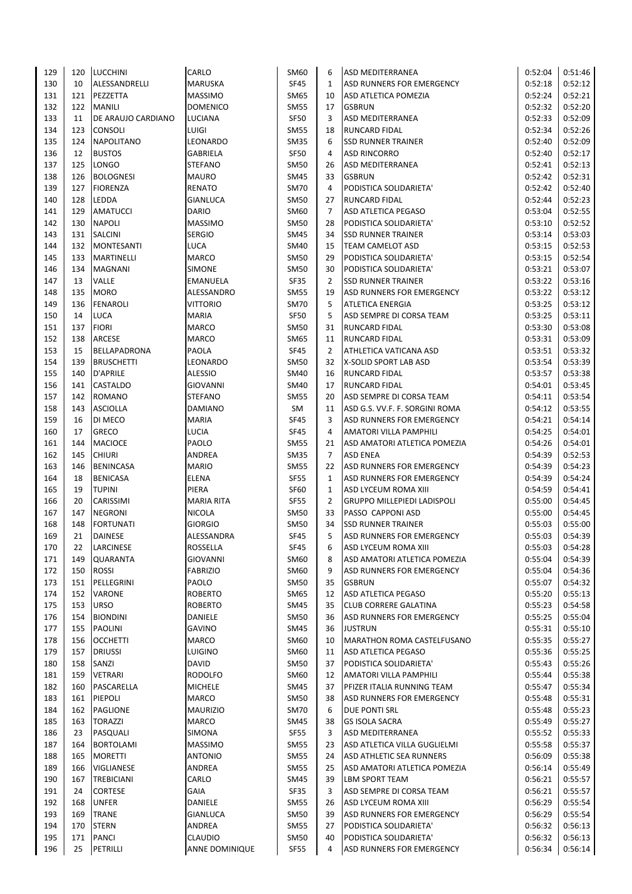| | | | | | | | | |
|---|---|---|---|---|---|---|---|---|
| 129 | 120 | LUCCHINI | CARLO | SM60 | 6 | ASD MEDITERRANEA | 0:52:04 | 0:51:46 |
| 130 | 10 | ALESSANDRELLI | MARUSKA | SF45 | 1 | ASD RUNNERS FOR EMERGENCY | 0:52:18 | 0:52:12 |
| 131 | 121 | PEZZETTA | MASSIMO | SM65 | 10 | ASD ATLETICA POMEZIA | 0:52:24 | 0:52:21 |
| 132 | 122 | MANILI | DOMENICO | SM55 | 17 | GSBRUN | 0:52:32 | 0:52:20 |
| 133 | 11 | DE ARAUJO CARDIANO | LUCIANA | SF50 | 3 | ASD MEDITERRANEA | 0:52:33 | 0:52:09 |
| 134 | 123 | CONSOLI | LUIGI | SM55 | 18 | RUNCARD FIDAL | 0:52:34 | 0:52:26 |
| 135 | 124 | NAPOLITANO | LEONARDO | SM35 | 6 | SSD RUNNER TRAINER | 0:52:40 | 0:52:09 |
| 136 | 12 | BUSTOS | GABRIELA | SF50 | 4 | ASD RINCORRO | 0:52:40 | 0:52:17 |
| 137 | 125 | LONGO | STEFANO | SM50 | 26 | ASD MEDITERRANEA | 0:52:41 | 0:52:13 |
| 138 | 126 | BOLOGNESI | MAURO | SM45 | 33 | GSBRUN | 0:52:42 | 0:52:31 |
| 139 | 127 | FIORENZA | RENATO | SM70 | 4 | PODISTICA SOLIDARIETA' | 0:52:42 | 0:52:40 |
| 140 | 128 | LEDDA | GIANLUCA | SM50 | 27 | RUNCARD FIDAL | 0:52:44 | 0:52:23 |
| 141 | 129 | AMATUCCI | DARIO | SM60 | 7 | ASD ATLETICA PEGASO | 0:53:04 | 0:52:55 |
| 142 | 130 | NAPOLI | MASSIMO | SM50 | 28 | PODISTICA SOLIDARIETA' | 0:53:10 | 0:52:52 |
| 143 | 131 | SALCINI | SERGIO | SM45 | 34 | SSD RUNNER TRAINER | 0:53:14 | 0:53:03 |
| 144 | 132 | MONTESANTI | LUCA | SM40 | 15 | TEAM CAMELOT ASD | 0:53:15 | 0:52:53 |
| 145 | 133 | MARTINELLI | MARCO | SM50 | 29 | PODISTICA SOLIDARIETA' | 0:53:15 | 0:52:54 |
| 146 | 134 | MAGNANI | SIMONE | SM50 | 30 | PODISTICA SOLIDARIETA' | 0:53:21 | 0:53:07 |
| 147 | 13 | VALLE | EMANUELA | SF35 | 2 | SSD RUNNER TRAINER | 0:53:22 | 0:53:16 |
| 148 | 135 | MORO | ALESSANDRO | SM55 | 19 | ASD RUNNERS FOR EMERGENCY | 0:53:22 | 0:53:12 |
| 149 | 136 | FENAROLI | VITTORIO | SM70 | 5 | ATLETICA ENERGIA | 0:53:25 | 0:53:12 |
| 150 | 14 | LUCA | MARIA | SF50 | 5 | ASD SEMPRE DI CORSA TEAM | 0:53:25 | 0:53:11 |
| 151 | 137 | FIORI | MARCO | SM50 | 31 | RUNCARD FIDAL | 0:53:30 | 0:53:08 |
| 152 | 138 | ARCESE | MARCO | SM65 | 11 | RUNCARD FIDAL | 0:53:31 | 0:53:09 |
| 153 | 15 | BELLAPADRONA | PAOLA | SF45 | 2 | ATHLETICA VATICANA ASD | 0:53:51 | 0:53:32 |
| 154 | 139 | BRUSCHETTI | LEONARDO | SM50 | 32 | X-SOLID SPORT LAB ASD | 0:53:54 | 0:53:39 |
| 155 | 140 | D'APRILE | ALESSIO | SM40 | 16 | RUNCARD FIDAL | 0:53:57 | 0:53:38 |
| 156 | 141 | CASTALDO | GIOVANNI | SM40 | 17 | RUNCARD FIDAL | 0:54:01 | 0:53:45 |
| 157 | 142 | ROMANO | STEFANO | SM55 | 20 | ASD SEMPRE DI CORSA TEAM | 0:54:11 | 0:53:54 |
| 158 | 143 | ASCIOLLA | DAMIANO | SM | 11 | ASD G.S. VV.F. F. SORGINI ROMA | 0:54:12 | 0:53:55 |
| 159 | 16 | DI MECO | MARIA | SF45 | 3 | ASD RUNNERS FOR EMERGENCY | 0:54:21 | 0:54:14 |
| 160 | 17 | GRECO | LUCIA | SF45 | 4 | AMATORI VILLA PAMPHILI | 0:54:25 | 0:54:01 |
| 161 | 144 | MACIOCE | PAOLO | SM55 | 21 | ASD AMATORI ATLETICA POMEZIA | 0:54:26 | 0:54:01 |
| 162 | 145 | CHIURI | ANDREA | SM35 | 7 | ASD ENEA | 0:54:39 | 0:52:53 |
| 163 | 146 | BENINCASA | MARIO | SM55 | 22 | ASD RUNNERS FOR EMERGENCY | 0:54:39 | 0:54:23 |
| 164 | 18 | BENICASA | ELENA | SF55 | 1 | ASD RUNNERS FOR EMERGENCY | 0:54:39 | 0:54:24 |
| 165 | 19 | TUPINI | PIERA | SF60 | 1 | ASD LYCEUM ROMA XIII | 0:54:59 | 0:54:41 |
| 166 | 20 | CARISSIMI | MARIA RITA | SF55 | 2 | GRUPPO MILLEPIEDI LADISPOLI | 0:55:00 | 0:54:45 |
| 167 | 147 | NEGRONI | NICOLA | SM50 | 33 | PASSO CAPPONI ASD | 0:55:00 | 0:54:45 |
| 168 | 148 | FORTUNATI | GIORGIO | SM50 | 34 | SSD RUNNER TRAINER | 0:55:03 | 0:55:00 |
| 169 | 21 | DAINESE | ALESSANDRA | SF45 | 5 | ASD RUNNERS FOR EMERGENCY | 0:55:03 | 0:54:39 |
| 170 | 22 | LARCINESE | ROSSELLA | SF45 | 6 | ASD LYCEUM ROMA XIII | 0:55:03 | 0:54:28 |
| 171 | 149 | QUARANTA | GIOVANNI | SM60 | 8 | ASD AMATORI ATLETICA POMEZIA | 0:55:04 | 0:54:39 |
| 172 | 150 | ROSSI | FABRIZIO | SM60 | 9 | ASD RUNNERS FOR EMERGENCY | 0:55:04 | 0:54:36 |
| 173 | 151 | PELLEGRINI | PAOLO | SM50 | 35 | GSBRUN | 0:55:07 | 0:54:32 |
| 174 | 152 | VARONE | ROBERTO | SM65 | 12 | ASD ATLETICA PEGASO | 0:55:20 | 0:55:13 |
| 175 | 153 | URSO | ROBERTO | SM45 | 35 | CLUB CORRERE GALATINA | 0:55:23 | 0:54:58 |
| 176 | 154 | BIONDINI | DANIELE | SM50 | 36 | ASD RUNNERS FOR EMERGENCY | 0:55:25 | 0:55:04 |
| 177 | 155 | PAOLINI | GAVINO | SM45 | 36 | JUSTRUN | 0:55:31 | 0:55:10 |
| 178 | 156 | OCCHETTI | MARCO | SM60 | 10 | MARATHON ROMA CASTELFUSANO | 0:55:35 | 0:55:27 |
| 179 | 157 | DRIUSSI | LUIGINO | SM60 | 11 | ASD ATLETICA PEGASO | 0:55:36 | 0:55:25 |
| 180 | 158 | SANZI | DAVID | SM50 | 37 | PODISTICA SOLIDARIETA' | 0:55:43 | 0:55:26 |
| 181 | 159 | VETRARI | RODOLFO | SM60 | 12 | AMATORI VILLA PAMPHILI | 0:55:44 | 0:55:38 |
| 182 | 160 | PASCARELLA | MICHELE | SM45 | 37 | PFIZER ITALIA RUNNING TEAM | 0:55:47 | 0:55:34 |
| 183 | 161 | PIEPOLI | MARCO | SM50 | 38 | ASD RUNNERS FOR EMERGENCY | 0:55:48 | 0:55:31 |
| 184 | 162 | PAGLIONE | MAURIZIO | SM70 | 6 | DUE PONTI SRL | 0:55:48 | 0:55:23 |
| 185 | 163 | TORAZZI | MARCO | SM45 | 38 | GS ISOLA SACRA | 0:55:49 | 0:55:27 |
| 186 | 23 | PASQUALI | SIMONA | SF55 | 3 | ASD MEDITERRANEA | 0:55:52 | 0:55:33 |
| 187 | 164 | BORTOLAMI | MASSIMO | SM55 | 23 | ASD ATLETICA VILLA GUGLIELMI | 0:55:58 | 0:55:37 |
| 188 | 165 | MORETTI | ANTONIO | SM55 | 24 | ASD ATHLETIC SEA RUNNERS | 0:56:09 | 0:55:38 |
| 189 | 166 | VIGLIANESE | ANDREA | SM55 | 25 | ASD AMATORI ATLETICA POMEZIA | 0:56:14 | 0:55:49 |
| 190 | 167 | TREBICIANI | CARLO | SM45 | 39 | LBM SPORT TEAM | 0:56:21 | 0:55:57 |
| 191 | 24 | CORTESE | GAIA | SF35 | 3 | ASD SEMPRE DI CORSA TEAM | 0:56:21 | 0:55:57 |
| 192 | 168 | UNFER | DANIELE | SM55 | 26 | ASD LYCEUM ROMA XIII | 0:56:29 | 0:55:54 |
| 193 | 169 | TRANE | GIANLUCA | SM50 | 39 | ASD RUNNERS FOR EMERGENCY | 0:56:29 | 0:55:54 |
| 194 | 170 | STERN | ANDREA | SM55 | 27 | PODISTICA SOLIDARIETA' | 0:56:32 | 0:56:13 |
| 195 | 171 | PANCI | CLAUDIO | SM50 | 40 | PODISTICA SOLIDARIETA' | 0:56:32 | 0:56:13 |
| 196 | 25 | PETRILLI | ANNE DOMINIQUE | SF55 | 4 | ASD RUNNERS FOR EMERGENCY | 0:56:34 | 0:56:14 |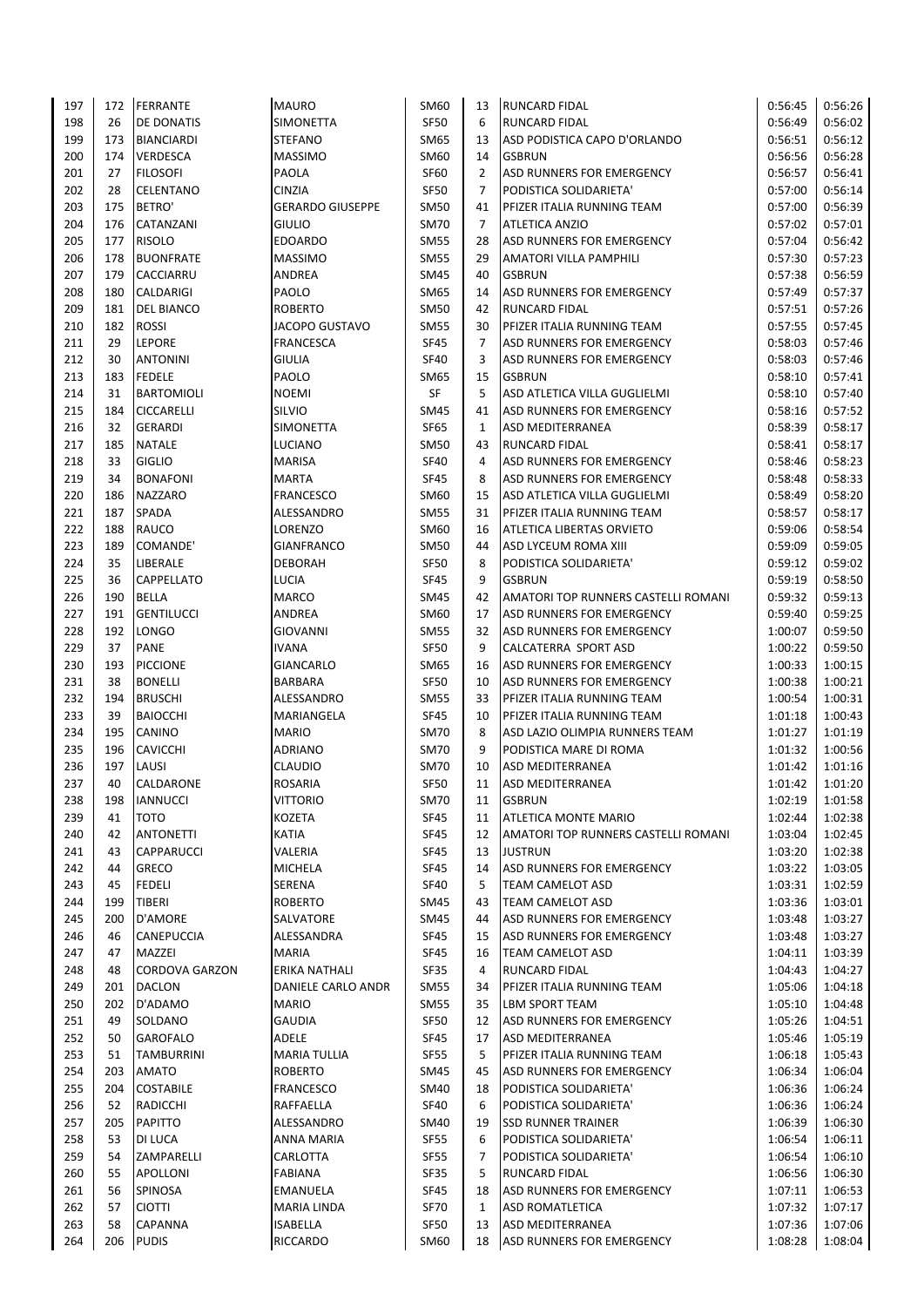| | | | | | | | | |
|---|---|---|---|---|---|---|---|---|
| 197 | 172 | FERRANTE | MAURO | SM60 | 13 | RUNCARD FIDAL | 0:56:45 | 0:56:26 |
| 198 | 26 | DE DONATIS | SIMONETTA | SF50 | 6 | RUNCARD FIDAL | 0:56:49 | 0:56:02 |
| 199 | 173 | BIANCIARDI | STEFANO | SM65 | 13 | ASD PODISTICA CAPO D'ORLANDO | 0:56:51 | 0:56:12 |
| 200 | 174 | VERDESCA | MASSIMO | SM60 | 14 | GSBRUN | 0:56:56 | 0:56:28 |
| 201 | 27 | FILOSOFI | PAOLA | SF60 | 2 | ASD RUNNERS FOR EMERGENCY | 0:56:57 | 0:56:41 |
| 202 | 28 | CELENTANO | CINZIA | SF50 | 7 | PODISTICA SOLIDARIETA' | 0:57:00 | 0:56:14 |
| 203 | 175 | BETRO' | GERARDO GIUSEPPE | SM50 | 41 | PFIZER ITALIA RUNNING TEAM | 0:57:00 | 0:56:39 |
| 204 | 176 | CATANZANI | GIULIO | SM70 | 7 | ATLETICA ANZIO | 0:57:02 | 0:57:01 |
| 205 | 177 | RISOLO | EDOARDO | SM55 | 28 | ASD RUNNERS FOR EMERGENCY | 0:57:04 | 0:56:42 |
| 206 | 178 | BUONFRATE | MASSIMO | SM55 | 29 | AMATORI VILLA PAMPHILI | 0:57:30 | 0:57:23 |
| 207 | 179 | CACCIARRU | ANDREA | SM45 | 40 | GSBRUN | 0:57:38 | 0:56:59 |
| 208 | 180 | CALDARIGI | PAOLO | SM65 | 14 | ASD RUNNERS FOR EMERGENCY | 0:57:49 | 0:57:37 |
| 209 | 181 | DEL BIANCO | ROBERTO | SM50 | 42 | RUNCARD FIDAL | 0:57:51 | 0:57:26 |
| 210 | 182 | ROSSI | JACOPO GUSTAVO | SM55 | 30 | PFIZER ITALIA RUNNING TEAM | 0:57:55 | 0:57:45 |
| 211 | 29 | LEPORE | FRANCESCA | SF45 | 7 | ASD RUNNERS FOR EMERGENCY | 0:58:03 | 0:57:46 |
| 212 | 30 | ANTONINI | GIULIA | SF40 | 3 | ASD RUNNERS FOR EMERGENCY | 0:58:03 | 0:57:46 |
| 213 | 183 | FEDELE | PAOLO | SM65 | 15 | GSBRUN | 0:58:10 | 0:57:41 |
| 214 | 31 | BARTOMIOLI | NOEMI | SF | 5 | ASD ATLETICA VILLA GUGLIELMI | 0:58:10 | 0:57:40 |
| 215 | 184 | CICCARELLI | SILVIO | SM45 | 41 | ASD RUNNERS FOR EMERGENCY | 0:58:16 | 0:57:52 |
| 216 | 32 | GERARDI | SIMONETTA | SF65 | 1 | ASD MEDITERRANEA | 0:58:39 | 0:58:17 |
| 217 | 185 | NATALE | LUCIANO | SM50 | 43 | RUNCARD FIDAL | 0:58:41 | 0:58:17 |
| 218 | 33 | GIGLIO | MARISA | SF40 | 4 | ASD RUNNERS FOR EMERGENCY | 0:58:46 | 0:58:23 |
| 219 | 34 | BONAFONI | MARTA | SF45 | 8 | ASD RUNNERS FOR EMERGENCY | 0:58:48 | 0:58:33 |
| 220 | 186 | NAZZARO | FRANCESCO | SM60 | 15 | ASD ATLETICA VILLA GUGLIELMI | 0:58:49 | 0:58:20 |
| 221 | 187 | SPADA | ALESSANDRO | SM55 | 31 | PFIZER ITALIA RUNNING TEAM | 0:58:57 | 0:58:17 |
| 222 | 188 | RAUCO | LORENZO | SM60 | 16 | ATLETICA LIBERTAS ORVIETO | 0:59:06 | 0:58:54 |
| 223 | 189 | COMANDE' | GIANFRANCO | SM50 | 44 | ASD LYCEUM ROMA XIII | 0:59:09 | 0:59:05 |
| 224 | 35 | LIBERALE | DEBORAH | SF50 | 8 | PODISTICA SOLIDARIETA' | 0:59:12 | 0:59:02 |
| 225 | 36 | CAPPELLATO | LUCIA | SF45 | 9 | GSBRUN | 0:59:19 | 0:58:50 |
| 226 | 190 | BELLA | MARCO | SM45 | 42 | AMATORI TOP RUNNERS CASTELLI ROMANI | 0:59:32 | 0:59:13 |
| 227 | 191 | GENTILUCCI | ANDREA | SM60 | 17 | ASD RUNNERS FOR EMERGENCY | 0:59:40 | 0:59:25 |
| 228 | 192 | LONGO | GIOVANNI | SM55 | 32 | ASD RUNNERS FOR EMERGENCY | 1:00:07 | 0:59:50 |
| 229 | 37 | PANE | IVANA | SF50 | 9 | CALCATERRA SPORT ASD | 1:00:22 | 0:59:50 |
| 230 | 193 | PICCIONE | GIANCARLO | SM65 | 16 | ASD RUNNERS FOR EMERGENCY | 1:00:33 | 1:00:15 |
| 231 | 38 | BONELLI | BARBARA | SF50 | 10 | ASD RUNNERS FOR EMERGENCY | 1:00:38 | 1:00:21 |
| 232 | 194 | BRUSCHI | ALESSANDRO | SM55 | 33 | PFIZER ITALIA RUNNING TEAM | 1:00:54 | 1:00:31 |
| 233 | 39 | BAIOCCHI | MARIANGELA | SF45 | 10 | PFIZER ITALIA RUNNING TEAM | 1:01:18 | 1:00:43 |
| 234 | 195 | CANINO | MARIO | SM70 | 8 | ASD LAZIO OLIMPIA RUNNERS TEAM | 1:01:27 | 1:01:19 |
| 235 | 196 | CAVICCHI | ADRIANO | SM70 | 9 | PODISTICA MARE DI ROMA | 1:01:32 | 1:00:56 |
| 236 | 197 | LAUSI | CLAUDIO | SM70 | 10 | ASD MEDITERRANEA | 1:01:42 | 1:01:16 |
| 237 | 40 | CALDARONE | ROSARIA | SF50 | 11 | ASD MEDITERRANEA | 1:01:42 | 1:01:20 |
| 238 | 198 | IANNUCCI | VITTORIO | SM70 | 11 | GSBRUN | 1:02:19 | 1:01:58 |
| 239 | 41 | TOTO | KOZETA | SF45 | 11 | ATLETICA MONTE MARIO | 1:02:44 | 1:02:38 |
| 240 | 42 | ANTONETTI | KATIA | SF45 | 12 | AMATORI TOP RUNNERS CASTELLI ROMANI | 1:03:04 | 1:02:45 |
| 241 | 43 | CAPPARUCCI | VALERIA | SF45 | 13 | JUSTRUN | 1:03:20 | 1:02:38 |
| 242 | 44 | GRECO | MICHELA | SF45 | 14 | ASD RUNNERS FOR EMERGENCY | 1:03:22 | 1:03:05 |
| 243 | 45 | FEDELI | SERENA | SF40 | 5 | TEAM CAMELOT ASD | 1:03:31 | 1:02:59 |
| 244 | 199 | TIBERI | ROBERTO | SM45 | 43 | TEAM CAMELOT ASD | 1:03:36 | 1:03:01 |
| 245 | 200 | D'AMORE | SALVATORE | SM45 | 44 | ASD RUNNERS FOR EMERGENCY | 1:03:48 | 1:03:27 |
| 246 | 46 | CANEPUCCIA | ALESSANDRA | SF45 | 15 | ASD RUNNERS FOR EMERGENCY | 1:03:48 | 1:03:27 |
| 247 | 47 | MAZZEI | MARIA | SF45 | 16 | TEAM CAMELOT ASD | 1:04:11 | 1:03:39 |
| 248 | 48 | CORDOVA GARZON | ERIKA NATHALI | SF35 | 4 | RUNCARD FIDAL | 1:04:43 | 1:04:27 |
| 249 | 201 | DACLON | DANIELE CARLO ANDR | SM55 | 34 | PFIZER ITALIA RUNNING TEAM | 1:05:06 | 1:04:18 |
| 250 | 202 | D'ADAMO | MARIO | SM55 | 35 | LBM SPORT TEAM | 1:05:10 | 1:04:48 |
| 251 | 49 | SOLDANO | GAUDIA | SF50 | 12 | ASD RUNNERS FOR EMERGENCY | 1:05:26 | 1:04:51 |
| 252 | 50 | GAROFALO | ADELE | SF45 | 17 | ASD MEDITERRANEA | 1:05:46 | 1:05:19 |
| 253 | 51 | TAMBURRINI | MARIA TULLIA | SF55 | 5 | PFIZER ITALIA RUNNING TEAM | 1:06:18 | 1:05:43 |
| 254 | 203 | AMATO | ROBERTO | SM45 | 45 | ASD RUNNERS FOR EMERGENCY | 1:06:34 | 1:06:04 |
| 255 | 204 | COSTABILE | FRANCESCO | SM40 | 18 | PODISTICA SOLIDARIETA' | 1:06:36 | 1:06:24 |
| 256 | 52 | RADICCHI | RAFFAELLA | SF40 | 6 | PODISTICA SOLIDARIETA' | 1:06:36 | 1:06:24 |
| 257 | 205 | PAPITTO | ALESSANDRO | SM40 | 19 | SSD RUNNER TRAINER | 1:06:39 | 1:06:30 |
| 258 | 53 | DI LUCA | ANNA MARIA | SF55 | 6 | PODISTICA SOLIDARIETA' | 1:06:54 | 1:06:11 |
| 259 | 54 | ZAMPARELLI | CARLOTTA | SF55 | 7 | PODISTICA SOLIDARIETA' | 1:06:54 | 1:06:10 |
| 260 | 55 | APOLLONI | FABIANA | SF35 | 5 | RUNCARD FIDAL | 1:06:56 | 1:06:30 |
| 261 | 56 | SPINOSA | EMANUELA | SF45 | 18 | ASD RUNNERS FOR EMERGENCY | 1:07:11 | 1:06:53 |
| 262 | 57 | CIOTTI | MARIA LINDA | SF70 | 1 | ASD ROMATLETICA | 1:07:32 | 1:07:17 |
| 263 | 58 | CAPANNA | ISABELLA | SF50 | 13 | ASD MEDITERRANEA | 1:07:36 | 1:07:06 |
| 264 | 206 | PUDIS | RICCARDO | SM60 | 18 | ASD RUNNERS FOR EMERGENCY | 1:08:28 | 1:08:04 |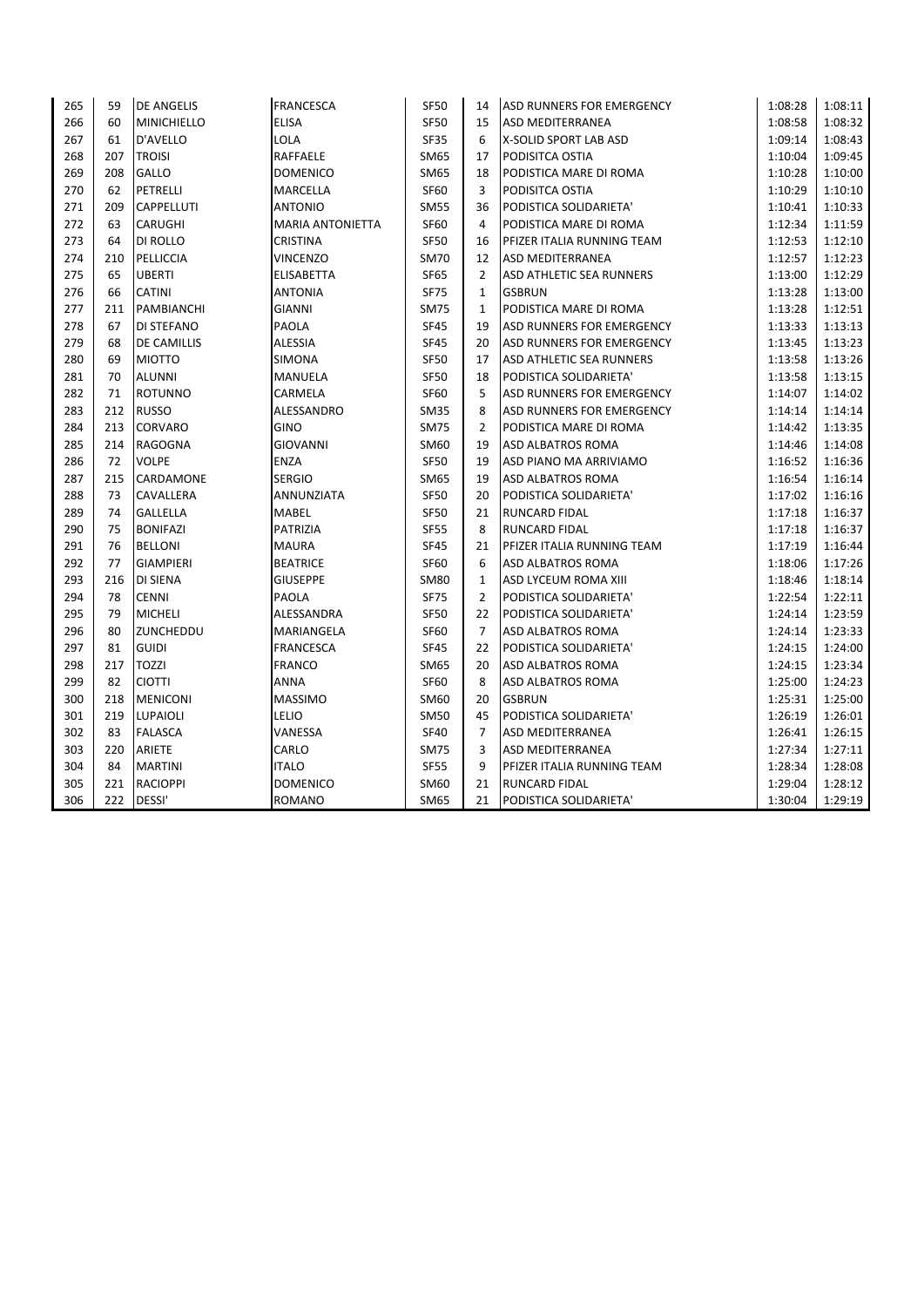| | | | | | | | | |
|---|---|---|---|---|---|---|---|---|
| 265 | 59 | DE ANGELIS | FRANCESCA | SF50 | 14 | ASD RUNNERS FOR EMERGENCY | 1:08:28 | 1:08:11 |
| 266 | 60 | MINICHIELLO | ELISA | SF50 | 15 | ASD MEDITERRANEA | 1:08:58 | 1:08:32 |
| 267 | 61 | D'AVELLO | LOLA | SF35 | 6 | X-SOLID SPORT LAB ASD | 1:09:14 | 1:08:43 |
| 268 | 207 | TROISI | RAFFAELE | SM65 | 17 | PODISITCA OSTIA | 1:10:04 | 1:09:45 |
| 269 | 208 | GALLO | DOMENICO | SM65 | 18 | PODISTICA MARE DI ROMA | 1:10:28 | 1:10:00 |
| 270 | 62 | PETRELLI | MARCELLA | SF60 | 3 | PODISITCA OSTIA | 1:10:29 | 1:10:10 |
| 271 | 209 | CAPPELLUTI | ANTONIO | SM55 | 36 | PODISTICA SOLIDARIETA' | 1:10:41 | 1:10:33 |
| 272 | 63 | CARUGHI | MARIA ANTONIETTA | SF60 | 4 | PODISTICA MARE DI ROMA | 1:12:34 | 1:11:59 |
| 273 | 64 | DI ROLLO | CRISTINA | SF50 | 16 | PFIZER ITALIA RUNNING TEAM | 1:12:53 | 1:12:10 |
| 274 | 210 | PELLICCIA | VINCENZO | SM70 | 12 | ASD MEDITERRANEA | 1:12:57 | 1:12:23 |
| 275 | 65 | UBERTI | ELISABETTA | SF65 | 2 | ASD ATHLETIC SEA RUNNERS | 1:13:00 | 1:12:29 |
| 276 | 66 | CATINI | ANTONIA | SF75 | 1 | GSBRUN | 1:13:28 | 1:13:00 |
| 277 | 211 | PAMBIANCHI | GIANNI | SM75 | 1 | PODISTICA MARE DI ROMA | 1:13:28 | 1:12:51 |
| 278 | 67 | DI STEFANO | PAOLA | SF45 | 19 | ASD RUNNERS FOR EMERGENCY | 1:13:33 | 1:13:13 |
| 279 | 68 | DE CAMILLIS | ALESSIA | SF45 | 20 | ASD RUNNERS FOR EMERGENCY | 1:13:45 | 1:13:23 |
| 280 | 69 | MIOTTO | SIMONA | SF50 | 17 | ASD ATHLETIC SEA RUNNERS | 1:13:58 | 1:13:26 |
| 281 | 70 | ALUNNI | MANUELA | SF50 | 18 | PODISTICA SOLIDARIETA' | 1:13:58 | 1:13:15 |
| 282 | 71 | ROTUNNO | CARMELA | SF60 | 5 | ASD RUNNERS FOR EMERGENCY | 1:14:07 | 1:14:02 |
| 283 | 212 | RUSSO | ALESSANDRO | SM35 | 8 | ASD RUNNERS FOR EMERGENCY | 1:14:14 | 1:14:14 |
| 284 | 213 | CORVARO | GINO | SM75 | 2 | PODISTICA MARE DI ROMA | 1:14:42 | 1:13:35 |
| 285 | 214 | RAGOGNA | GIOVANNI | SM60 | 19 | ASD ALBATROS ROMA | 1:14:46 | 1:14:08 |
| 286 | 72 | VOLPE | ENZA | SF50 | 19 | ASD PIANO MA ARRIVIAMO | 1:16:52 | 1:16:36 |
| 287 | 215 | CARDAMONE | SERGIO | SM65 | 19 | ASD ALBATROS ROMA | 1:16:54 | 1:16:14 |
| 288 | 73 | CAVALLERA | ANNUNZIATA | SF50 | 20 | PODISTICA SOLIDARIETA' | 1:17:02 | 1:16:16 |
| 289 | 74 | GALLELLA | MABEL | SF50 | 21 | RUNCARD FIDAL | 1:17:18 | 1:16:37 |
| 290 | 75 | BONIFAZI | PATRIZIA | SF55 | 8 | RUNCARD FIDAL | 1:17:18 | 1:16:37 |
| 291 | 76 | BELLONI | MAURA | SF45 | 21 | PFIZER ITALIA RUNNING TEAM | 1:17:19 | 1:16:44 |
| 292 | 77 | GIAMPIERI | BEATRICE | SF60 | 6 | ASD ALBATROS ROMA | 1:18:06 | 1:17:26 |
| 293 | 216 | DI SIENA | GIUSEPPE | SM80 | 1 | ASD LYCEUM ROMA XIII | 1:18:46 | 1:18:14 |
| 294 | 78 | CENNI | PAOLA | SF75 | 2 | PODISTICA SOLIDARIETA' | 1:22:54 | 1:22:11 |
| 295 | 79 | MICHELI | ALESSANDRA | SF50 | 22 | PODISTICA SOLIDARIETA' | 1:24:14 | 1:23:59 |
| 296 | 80 | ZUNCHEDDU | MARIANGELA | SF60 | 7 | ASD ALBATROS ROMA | 1:24:14 | 1:23:33 |
| 297 | 81 | GUIDI | FRANCESCA | SF45 | 22 | PODISTICA SOLIDARIETA' | 1:24:15 | 1:24:00 |
| 298 | 217 | TOZZI | FRANCO | SM65 | 20 | ASD ALBATROS ROMA | 1:24:15 | 1:23:34 |
| 299 | 82 | CIOTTI | ANNA | SF60 | 8 | ASD ALBATROS ROMA | 1:25:00 | 1:24:23 |
| 300 | 218 | MENICONI | MASSIMO | SM60 | 20 | GSBRUN | 1:25:31 | 1:25:00 |
| 301 | 219 | LUPAIOLI | LELIO | SM50 | 45 | PODISTICA SOLIDARIETA' | 1:26:19 | 1:26:01 |
| 302 | 83 | FALASCA | VANESSA | SF40 | 7 | ASD MEDITERRANEA | 1:26:41 | 1:26:15 |
| 303 | 220 | ARIETE | CARLO | SM75 | 3 | ASD MEDITERRANEA | 1:27:34 | 1:27:11 |
| 304 | 84 | MARTINI | ITALO | SF55 | 9 | PFIZER ITALIA RUNNING TEAM | 1:28:34 | 1:28:08 |
| 305 | 221 | RACIOPPI | DOMENICO | SM60 | 21 | RUNCARD FIDAL | 1:29:04 | 1:28:12 |
| 306 | 222 | DESSI' | ROMANO | SM65 | 21 | PODISTICA SOLIDARIETA' | 1:30:04 | 1:29:19 |